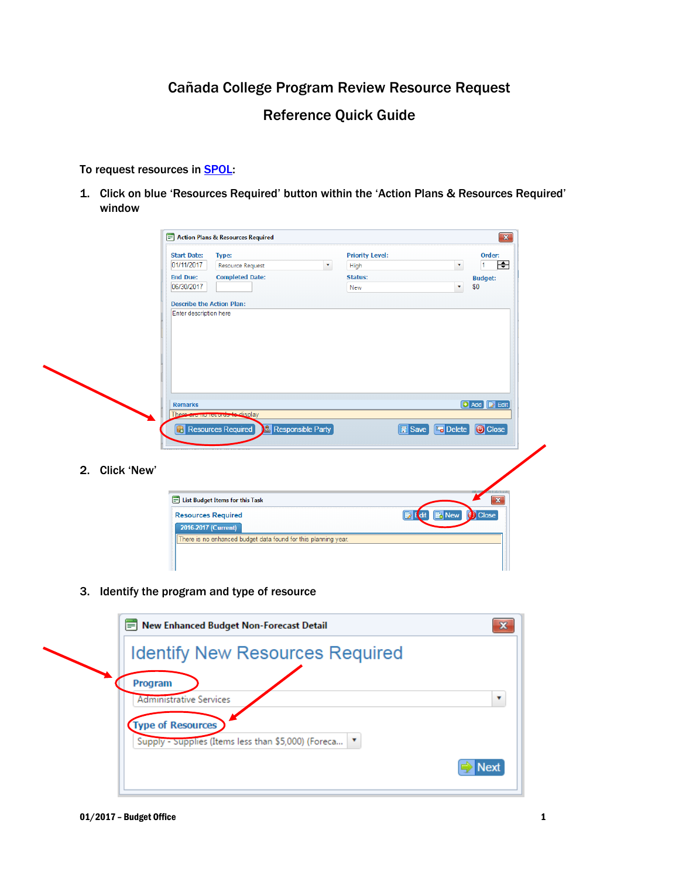# Cañada College Program Review Resource Request

## Reference Quick Guide

To request resources in SPOL:

1. Click on blue 'Resources Required' button within the 'Action Plans & Resources Required' window

2. Click 'New'

3. Identify the program and type of resource

01/2017 – Budget Office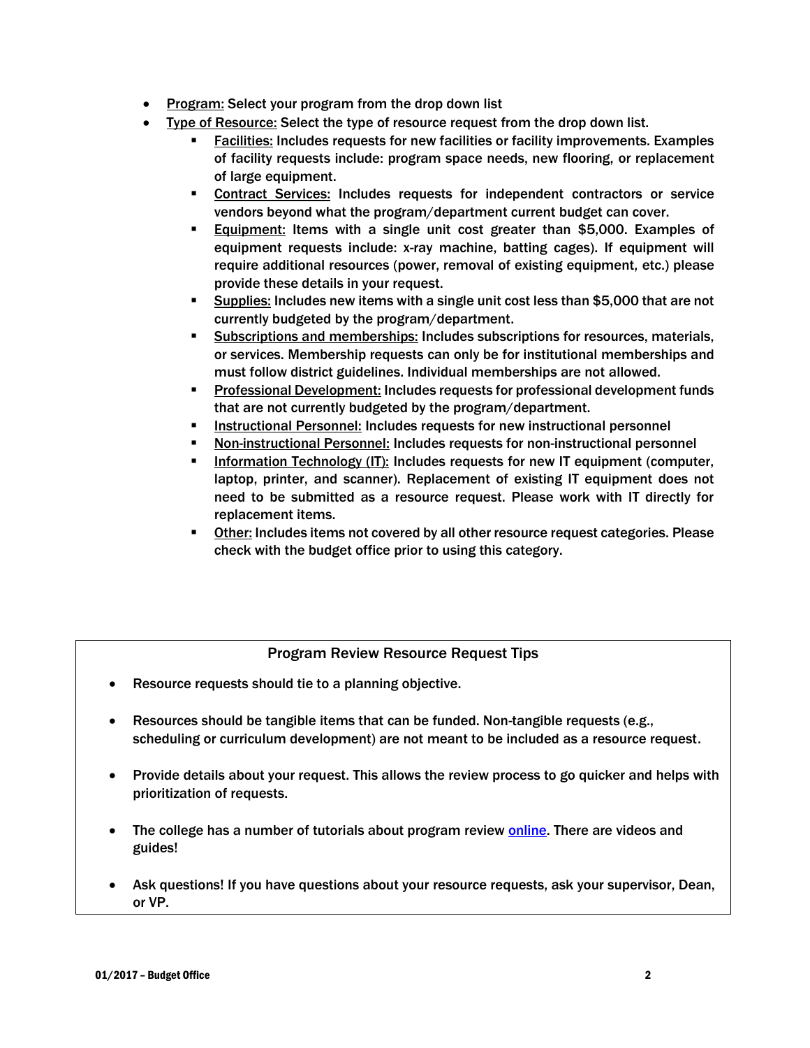- Program: Select your program from the drop down list
- Type of Resource: Select the type of resource request from the drop down list.
  - Facilities: Includes requests for new facilities or facility improvements. Examples of facility requests include: program space needs, new flooring, or replacement of large equipment.
  - Contract Services: Includes requests for independent contractors or service vendors beyond what the program/department current budget can cover.
  - Equipment: Items with a single unit cost greater than $5,000. Examples of equipment requests include: x-ray machine, batting cages). If equipment will require additional resources (power, removal of existing equipment, etc.) please provide these details in your request.
  - Supplies: Includes new items with a single unit cost less than $5,000 that are not currently budgeted by the program/department.
  - Subscriptions and memberships: Includes subscriptions for resources, materials, or services. Membership requests can only be for institutional memberships and must follow district guidelines. Individual memberships are not allowed.
  - Professional Development: Includes requests for professional development funds that are not currently budgeted by the program/department.
  - Instructional Personnel: Includes requests for new instructional personnel
  - Non-instructional Personnel: Includes requests for non-instructional personnel
  - Information Technology (IT): Includes requests for new IT equipment (computer, laptop, printer, and scanner). Replacement of existing IT equipment does not need to be submitted as a resource request. Please work with IT directly for replacement items.
  - Other: Includes items not covered by all other resource request categories. Please check with the budget office prior to using this category.

### Program Review Resource Request Tips

- Resource requests should tie to a planning objective.
- Resources should be tangible items that can be funded. Non-tangible requests (e.g., scheduling or curriculum development) are not meant to be included as a resource request.
- Provide details about your request. This allows the review process to go quicker and helps with prioritization of requests.
- The college has a number of tutorials about program review online. There are videos and guides!
- Ask questions! If you have questions about your resource requests, ask your supervisor, Dean, or VP.

01/2017 – Budget Office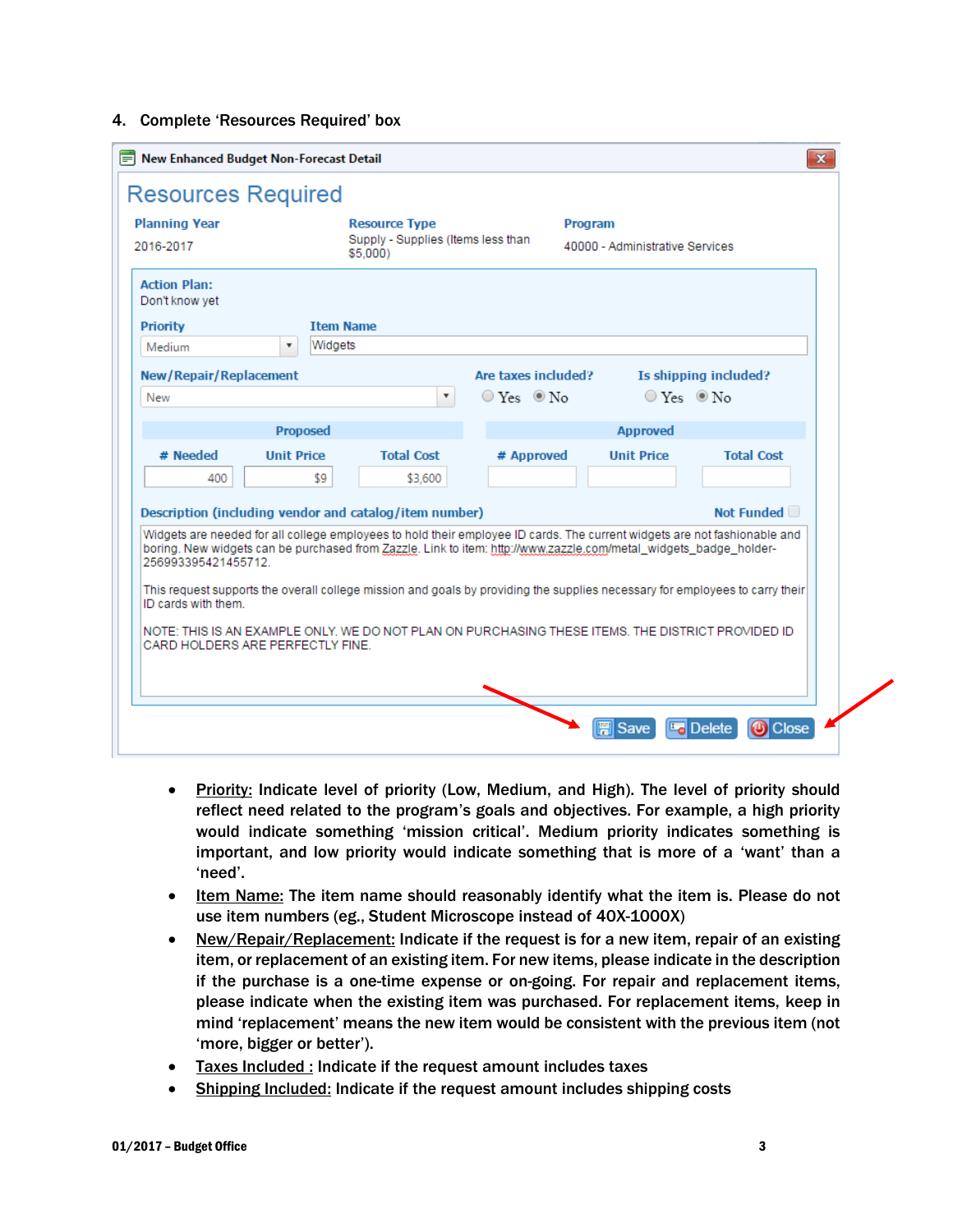4. Complete 'Resources Required' box

New Enhanced Budget Non-Forecast Detail

## Resources Required

**Planning Year**
2016-2017

**Resource Type**
Supply - Supplies (Items less than $5,000)

**Program**
40000 - Administrative Services

**Action Plan:**
Don't know yet

**Priority**
Medium

**Item Name**
Widgets

**New/Repair/Replacement**
New

**Are taxes included?** Yes / No (No selected)

**Is shipping included?** Yes / No (No selected)

| Proposed | | | Approved | | |
|---|---|---|---|---|---|
| # Needed | Unit Price | Total Cost | # Approved | Unit Price | Total Cost |
| 400 | $9 | $3,600 | | | |

**Description (including vendor and catalog/item number)** — **Not Funded** ☐

Widgets are needed for all college employees to hold their employee ID cards. The current widgets are not fashionable and boring. New widgets can be purchased from Zazzle. Link to item: http://www.zazzle.com/metal_widgets_badge_holder-256993395421455712.

This request supports the overall college mission and goals by providing the supplies necessary for employees to carry their ID cards with them.

NOTE: THIS IS AN EXAMPLE ONLY. WE DO NOT PLAN ON PURCHASING THESE ITEMS. THE DISTRICT PROVIDED ID CARD HOLDERS ARE PERFECTLY FINE.

Save | Delete | Close

- Priority: Indicate level of priority (Low, Medium, and High). The level of priority should reflect need related to the program's goals and objectives. For example, a high priority would indicate something 'mission critical'. Medium priority indicates something is important, and low priority would indicate something that is more of a 'want' than a 'need'.
- Item Name: The item name should reasonably identify what the item is. Please do not use item numbers (eg., Student Microscope instead of 40X-1000X)
- New/Repair/Replacement: Indicate if the request is for a new item, repair of an existing item, or replacement of an existing item. For new items, please indicate in the description if the purchase is a one-time expense or on-going. For repair and replacement items, please indicate when the existing item was purchased. For replacement items, keep in mind 'replacement' means the new item would be consistent with the previous item (not 'more, bigger or better').
- Taxes Included : Indicate if the request amount includes taxes
- Shipping Included: Indicate if the request amount includes shipping costs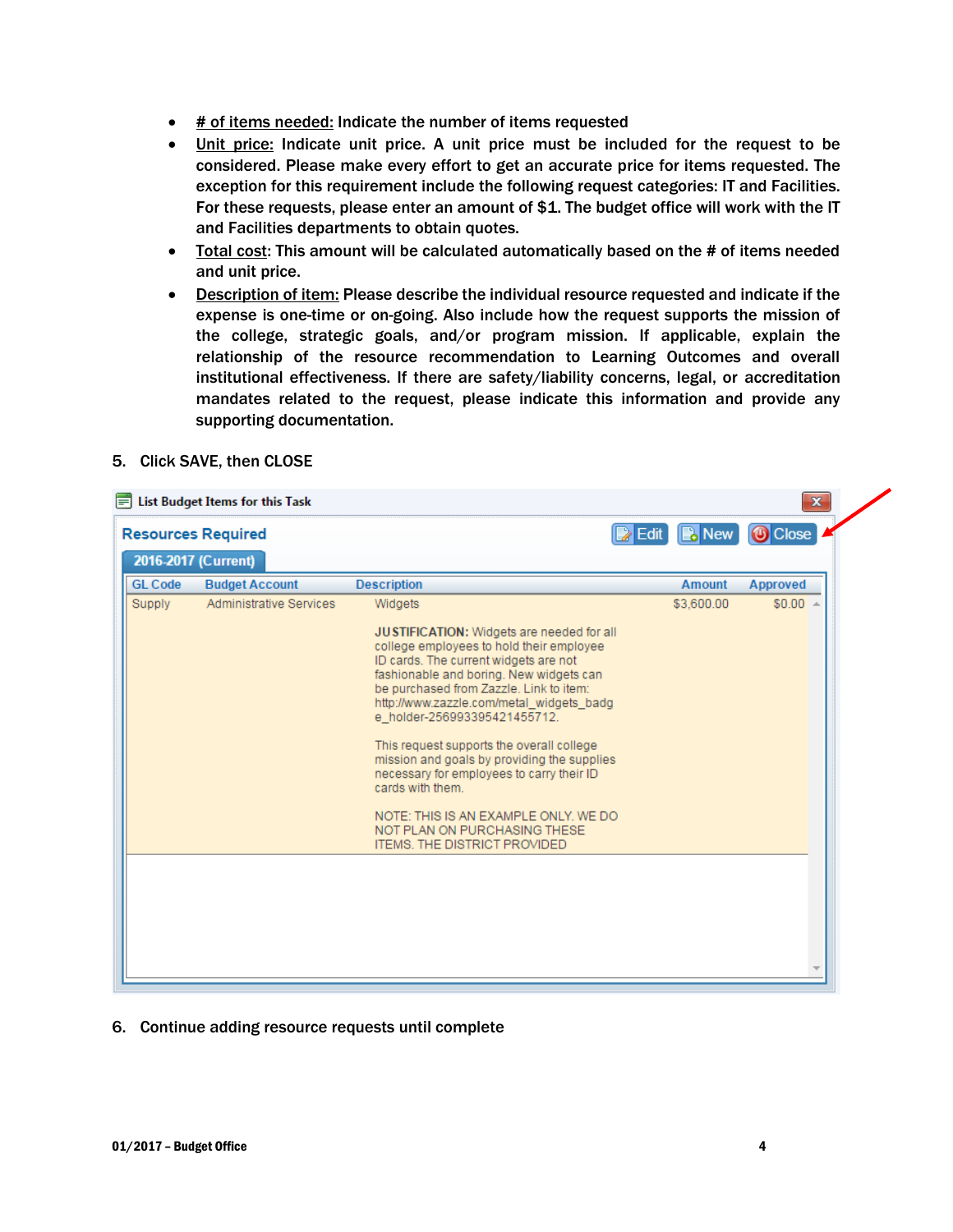- <u># of items needed:</u> Indicate the number of items requested
- <u>Unit price:</u> Indicate unit price. A unit price must be included for the request to be considered. Please make every effort to get an accurate price for items requested. The exception for this requirement include the following request categories: IT and Facilities. For these requests, please enter an amount of $1. The budget office will work with the IT and Facilities departments to obtain quotes.
- <u>Total cost</u>: This amount will be calculated automatically based on the # of items needed and unit price.
- <u>Description of item:</u> Please describe the individual resource requested and indicate if the expense is one-time or on-going. Also include how the request supports the mission of the college, strategic goals, and/or program mission. If applicable, explain the relationship of the resource recommendation to Learning Outcomes and overall institutional effectiveness. If there are safety/liability concerns, legal, or accreditation mandates related to the request, please indicate this information and provide any supporting documentation.

5. Click SAVE, then CLOSE

List Budget Items for this Task

Resources Required

Edit | New | Close

2016-2017 (Current)

| GL Code | Budget Account | Description | Amount | Approved |
|---|---|---|---|---|
| Supply | Administrative Services | Widgets<br><br>**JUSTIFICATION:** Widgets are needed for all college employees to hold their employee ID cards. The current widgets are not fashionable and boring. New widgets can be purchased from Zazzle. Link to item: http://www.zazzle.com/metal_widgets_badge_holder-256993395421455712.<br><br>This request supports the overall college mission and goals by providing the supplies necessary for employees to carry their ID cards with them.<br><br>NOTE: THIS IS AN EXAMPLE ONLY. WE DO NOT PLAN ON PURCHASING THESE ITEMS. THE DISTRICT PROVIDED | $3,600.00 | $0.00 |

6. Continue adding resource requests until complete

01/2017 – Budget Office